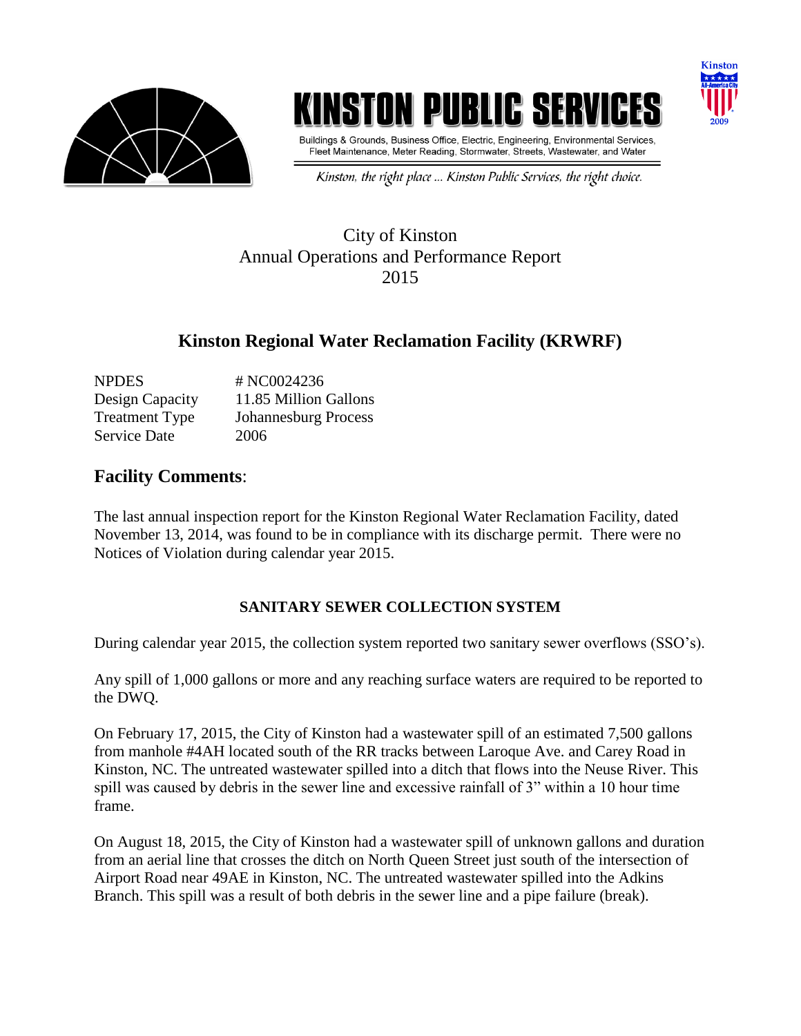# KINSTON PUBLIC SERVICES

Buildings & Grounds, Business Office, Electric, Engineering, Environmental Services, Fleet Maintenance, Meter Reading, Stormwater, Streets, Wastewater, and Water

*Kinston, the right place ... Kinston Public Services, the right choice.*

City of Kinston
Annual Operations and Performance Report
2015

## Kinston Regional Water Reclamation Facility (KRWRF)

| | |
|---|---|
| NPDES | # NC0024236 |
| Design Capacity | 11.85 Million Gallons |
| Treatment Type | Johannesburg Process |
| Service Date | 2006 |

## Facility Comments:

The last annual inspection report for the Kinston Regional Water Reclamation Facility, dated November 13, 2014, was found to be in compliance with its discharge permit. There were no Notices of Violation during calendar year 2015.

### SANITARY SEWER COLLECTION SYSTEM

During calendar year 2015, the collection system reported two sanitary sewer overflows (SSO's).

Any spill of 1,000 gallons or more and any reaching surface waters are required to be reported to the DWQ.

On February 17, 2015, the City of Kinston had a wastewater spill of an estimated 7,500 gallons from manhole #4AH located south of the RR tracks between Laroque Ave. and Carey Road in Kinston, NC. The untreated wastewater spilled into a ditch that flows into the Neuse River. This spill was caused by debris in the sewer line and excessive rainfall of 3" within a 10 hour time frame.

On August 18, 2015, the City of Kinston had a wastewater spill of unknown gallons and duration from an aerial line that crosses the ditch on North Queen Street just south of the intersection of Airport Road near 49AE in Kinston, NC. The untreated wastewater spilled into the Adkins Branch. This spill was a result of both debris in the sewer line and a pipe failure (break).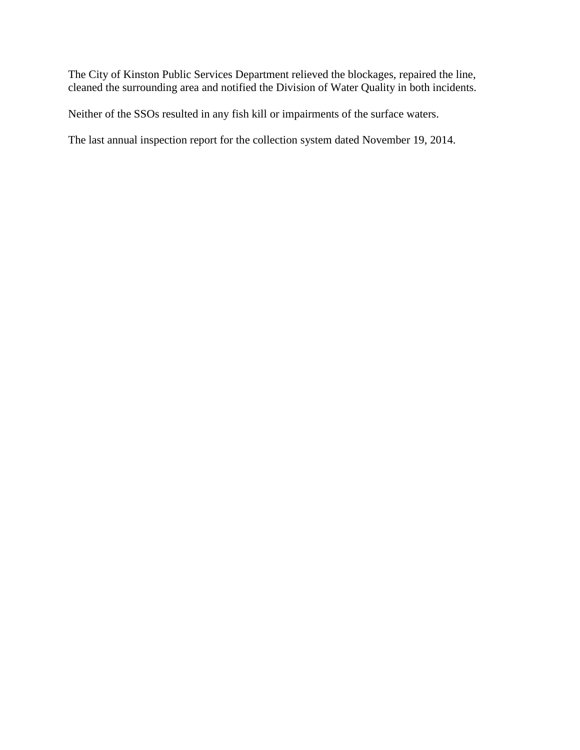The City of Kinston Public Services Department relieved the blockages, repaired the line, cleaned the surrounding area and notified the Division of Water Quality in both incidents.

Neither of the SSOs resulted in any fish kill or impairments of the surface waters.

The last annual inspection report for the collection system dated November 19, 2014.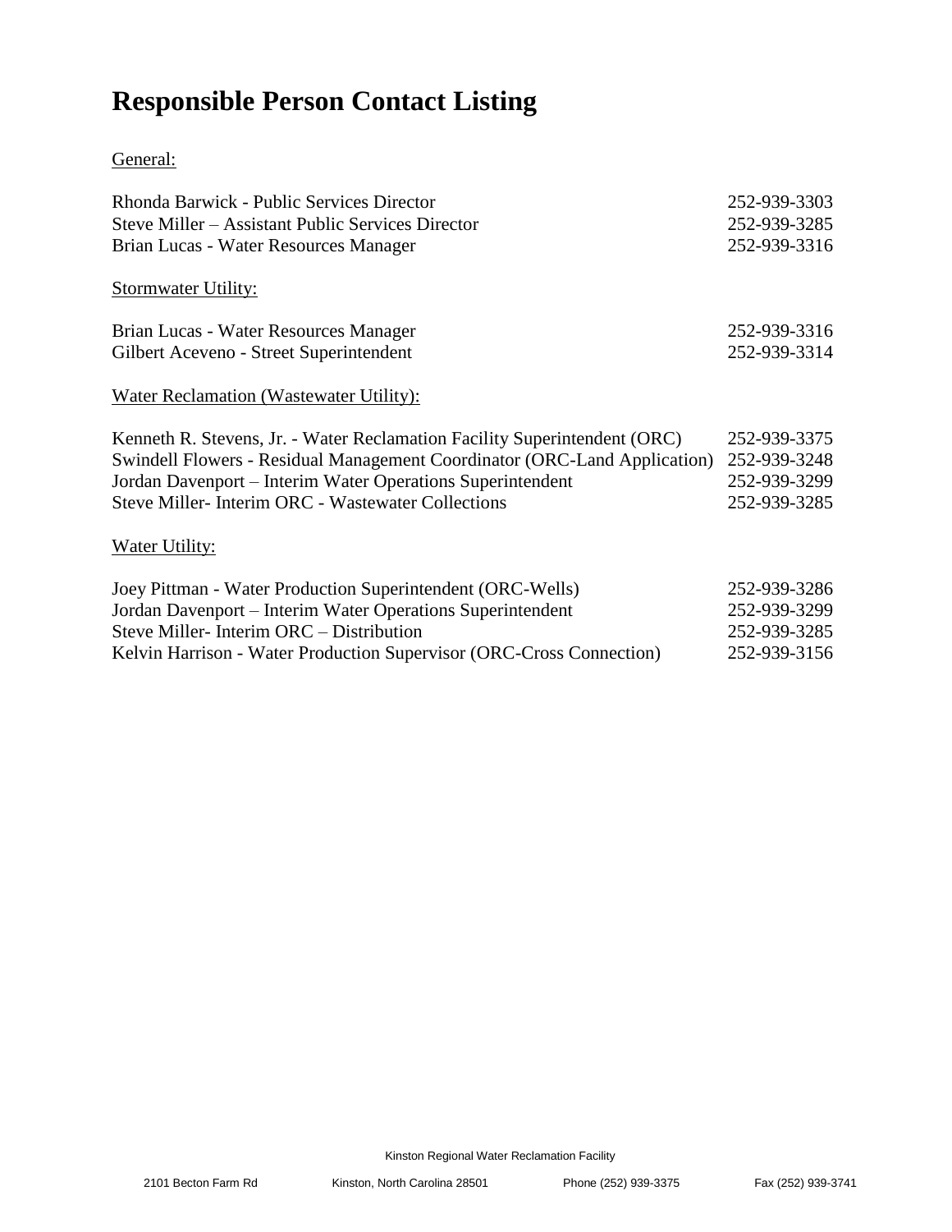# Responsible Person Contact Listing

General:

| | |
|---|---|
| Rhonda Barwick - Public Services Director | 252-939-3303 |
| Steve Miller – Assistant Public Services Director | 252-939-3285 |
| Brian Lucas - Water Resources Manager | 252-939-3316 |

Stormwater Utility:

| | |
|---|---|
| Brian Lucas - Water Resources Manager | 252-939-3316 |
| Gilbert Aceveno - Street Superintendent | 252-939-3314 |

Water Reclamation (Wastewater Utility):

| | |
|---|---|
| Kenneth R. Stevens, Jr. - Water Reclamation Facility Superintendent (ORC) | 252-939-3375 |
| Swindell Flowers - Residual Management Coordinator (ORC-Land Application) | 252-939-3248 |
| Jordan Davenport – Interim Water Operations Superintendent | 252-939-3299 |
| Steve Miller- Interim ORC - Wastewater Collections | 252-939-3285 |

Water Utility:

| | |
|---|---|
| Joey Pittman - Water Production Superintendent (ORC-Wells) | 252-939-3286 |
| Jordan Davenport – Interim Water Operations Superintendent | 252-939-3299 |
| Steve Miller- Interim ORC – Distribution | 252-939-3285 |
| Kelvin Harrison - Water Production Supervisor (ORC-Cross Connection) | 252-939-3156 |